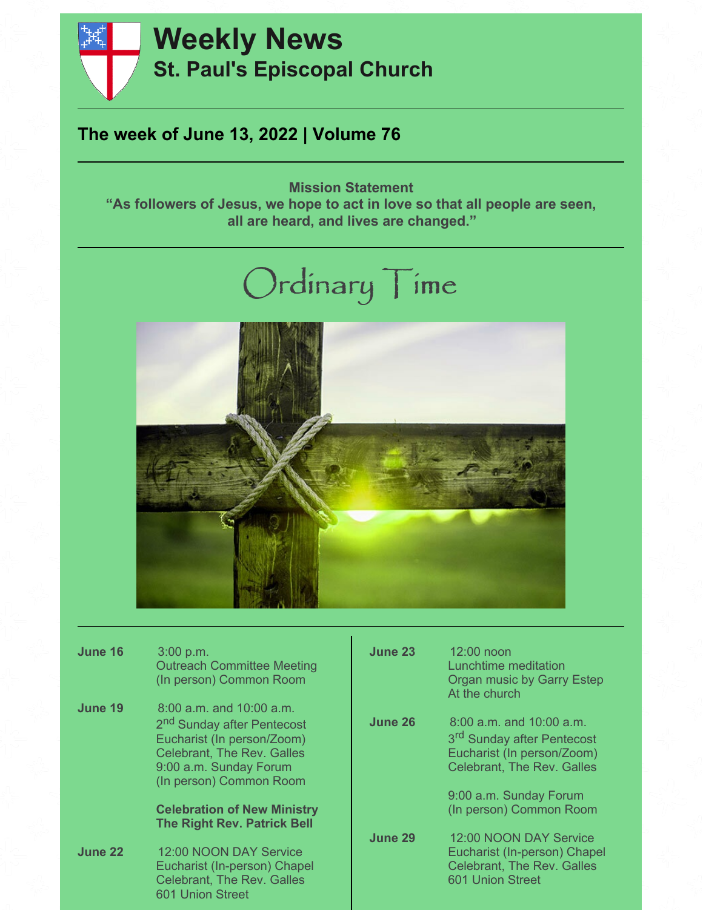# Weekly News

## St. Paul's Episcopal Church

### The week of June 13, 2022 | Volume 76

**Mission Statement**
**"As followers of Jesus, we hope to act in love so that all people are seen, all are heard, and lives are changed."**

# Ordinary Time

**June 16**
3:00 p.m.
Outreach Committee Meeting
(In person) Common Room

**June 19**
8:00 a.m. and 10:00 a.m.
2nd Sunday after Pentecost
Eucharist (In person/Zoom)
Celebrant, The Rev. Galles
9:00 a.m. Sunday Forum
(In person) Common Room

**Celebration of New Ministry**
**The Right Rev. Patrick Bell**

**June 22**
12:00 NOON DAY Service
Eucharist (In-person) Chapel
Celebrant, The Rev. Galles
601 Union Street

**June 23**
12:00 noon
Lunchtime meditation
Organ music by Garry Estep
At the church

**June 26**
8:00 a.m. and 10:00 a.m.
3rd Sunday after Pentecost
Eucharist (In person/Zoom)
Celebrant, The Rev. Galles

9:00 a.m. Sunday Forum
(In person) Common Room

**June 29**
12:00 NOON DAY Service
Eucharist (In-person) Chapel
Celebrant, The Rev. Galles
601 Union Street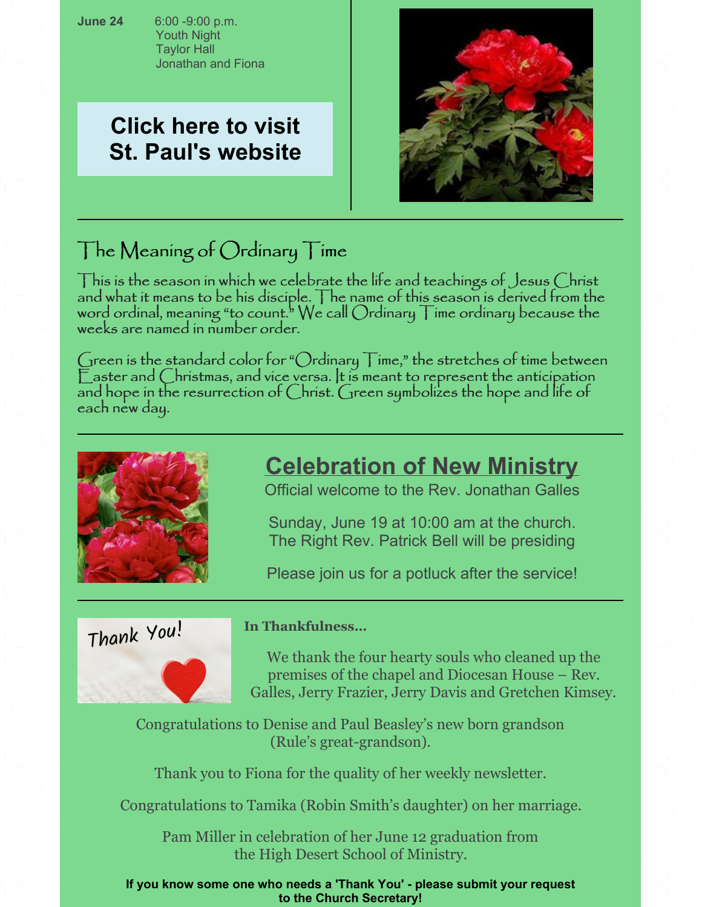**June 24** 6:00 -9:00 p.m.
Youth Night
Taylor Hall
Jonathan and Fiona

**Click here to visit St. Paul's website**

## The Meaning of Ordinary Time

This is the season in which we celebrate the life and teachings of Jesus Christ and what it means to be his disciple. The name of this season is derived from the word ordinal, meaning "to count." We call Ordinary Time ordinary because the weeks are named in number order.

Green is the standard color for "Ordinary Time," the stretches of time between Easter and Christmas, and vice versa. It is meant to represent the anticipation and hope in the resurrection of Christ. Green symbolizes the hope and life of each new day.

## Celebration of New Ministry

Official welcome to the Rev. Jonathan Galles

Sunday, June 19 at 10:00 am at the church.
The Right Rev. Patrick Bell will be presiding

Please join us for a potluck after the service!

**In Thankfulness...**

We thank the four hearty souls who cleaned up the premises of the chapel and Diocesan House – Rev. Galles, Jerry Frazier, Jerry Davis and Gretchen Kimsey.

Congratulations to Denise and Paul Beasley's new born grandson (Rule's great-grandson).

Thank you to Fiona for the quality of her weekly newsletter.

Congratulations to Tamika (Robin Smith's daughter) on her marriage.

Pam Miller in celebration of her June 12 graduation from the High Desert School of Ministry.

**If you know some one who needs a 'Thank You' - please submit your request to the Church Secretary!**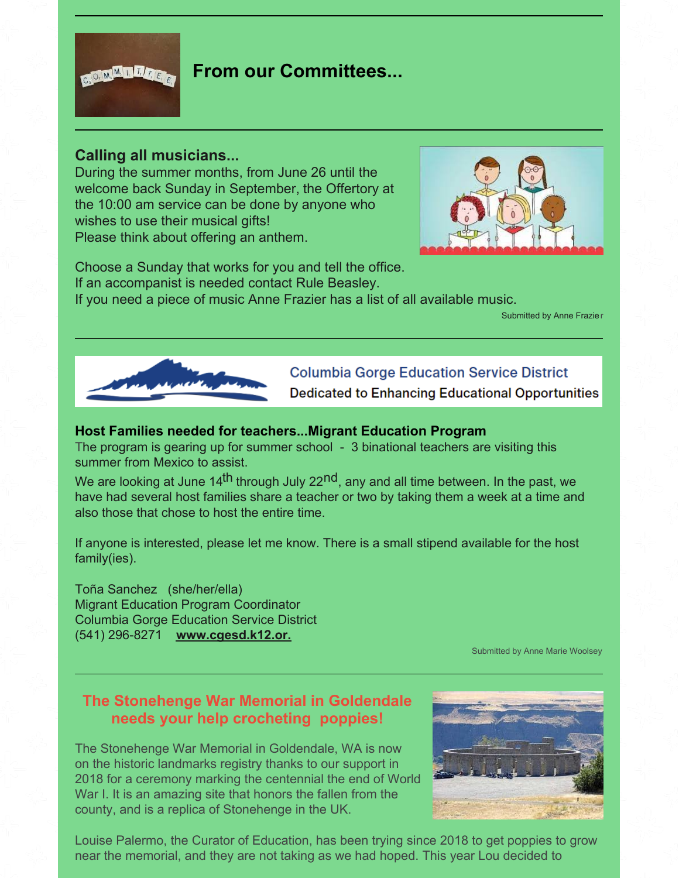## From our Committees...

### Calling all musicians...

During the summer months, from June 26 until the welcome back Sunday in September, the Offertory at the 10:00 am service can be done by anyone who wishes to use their musical gifts!
Please think about offering an anthem.

Choose a Sunday that works for you and tell the office.
If an accompanist is needed contact Rule Beasley.
If you need a piece of music Anne Frazier has a list of all available music.

Submitted by Anne Frazier

---

Columbia Gorge Education Service District
Dedicated to Enhancing Educational Opportunities

### Host Families needed for teachers...Migrant Education Program

The program is gearing up for summer school - 3 binational teachers are visiting this summer from Mexico to assist.

We are looking at June 14th through July 22nd, any and all time between. In the past, we have had several host families share a teacher or two by taking them a week at a time and also those that chose to host the entire time.

If anyone is interested, please let me know. There is a small stipend available for the host family(ies).

Toña Sanchez (she/her/ella)
Migrant Education Program Coordinator
Columbia Gorge Education Service District
(541) 296-8271 **www.cgesd.k12.or.**

Submitted by Anne Marie Woolsey

---

### The Stonehenge War Memorial in Goldendale needs your help crocheting poppies!

The Stonehenge War Memorial in Goldendale, WA is now on the historic landmarks registry thanks to our support in 2018 for a ceremony marking the centennial the end of World War I. It is an amazing site that honors the fallen from the county, and is a replica of Stonehenge in the UK.

Louise Palermo, the Curator of Education, has been trying since 2018 to get poppies to grow near the memorial, and they are not taking as we had hoped. This year Lou decided to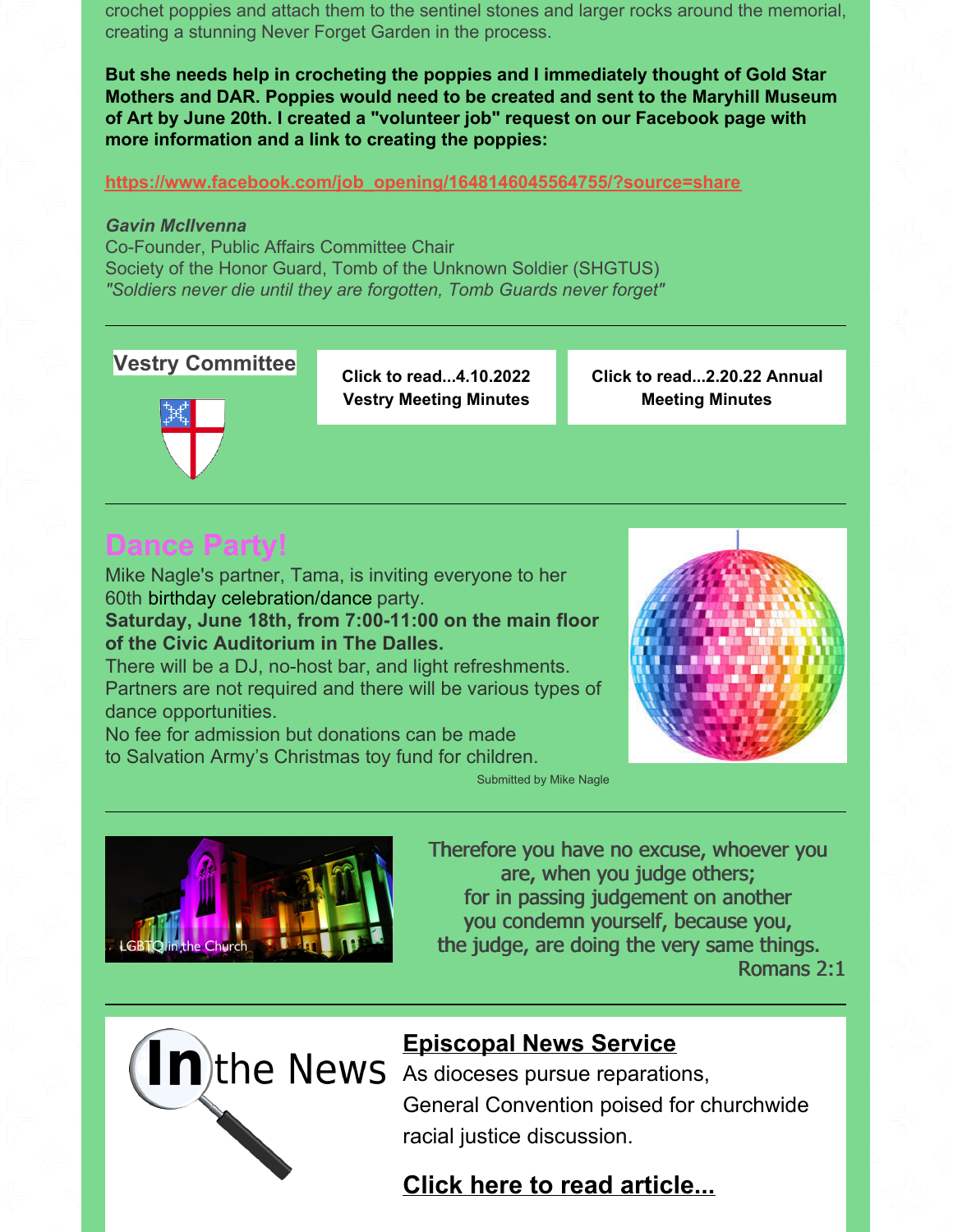crochet poppies and attach them to the sentinel stones and larger rocks around the memorial, creating a stunning Never Forget Garden in the process.

**But she needs help in crocheting the poppies and I immediately thought of Gold Star Mothers and DAR. Poppies would need to be created and sent to the Maryhill Museum of Art by June 20th. I created a "volunteer job" request on our Facebook page with more information and a link to creating the poppies:**

https://www.facebook.com/job_opening/1648146045564755/?source=share

***Gavin McIlvenna***
Co-Founder, Public Affairs Committee Chair
Society of the Honor Guard, Tomb of the Unknown Soldier (SHGTUS)
*"Soldiers never die until they are forgotten, Tomb Guards never forget"*

---

## Vestry Committee

**Click to read...4.10.2022 Vestry Meeting Minutes**

**Click to read...2.20.22 Annual Meeting Minutes**

---

## Dance Party!

Mike Nagle's partner, Tama, is inviting everyone to her 60th birthday celebration/dance party.
**Saturday, June 18th, from 7:00-11:00 on the main floor of the Civic Auditorium in The Dalles.**
There will be a DJ, no-host bar, and light refreshments. Partners are not required and there will be various types of dance opportunities.
No fee for admission but donations can be made to Salvation Army's Christmas toy fund for children.

Submitted by Mike Nagle

---

LGBTQ in the Church

Therefore you have no excuse, whoever you are, when you judge others;
for in passing judgement on another you condemn yourself, because you, the judge, are doing the very same things.
Romans 2:1

---

In the News

## Episcopal News Service

As dioceses pursue reparations, General Convention poised for churchwide racial justice discussion.

**Click here to read article...**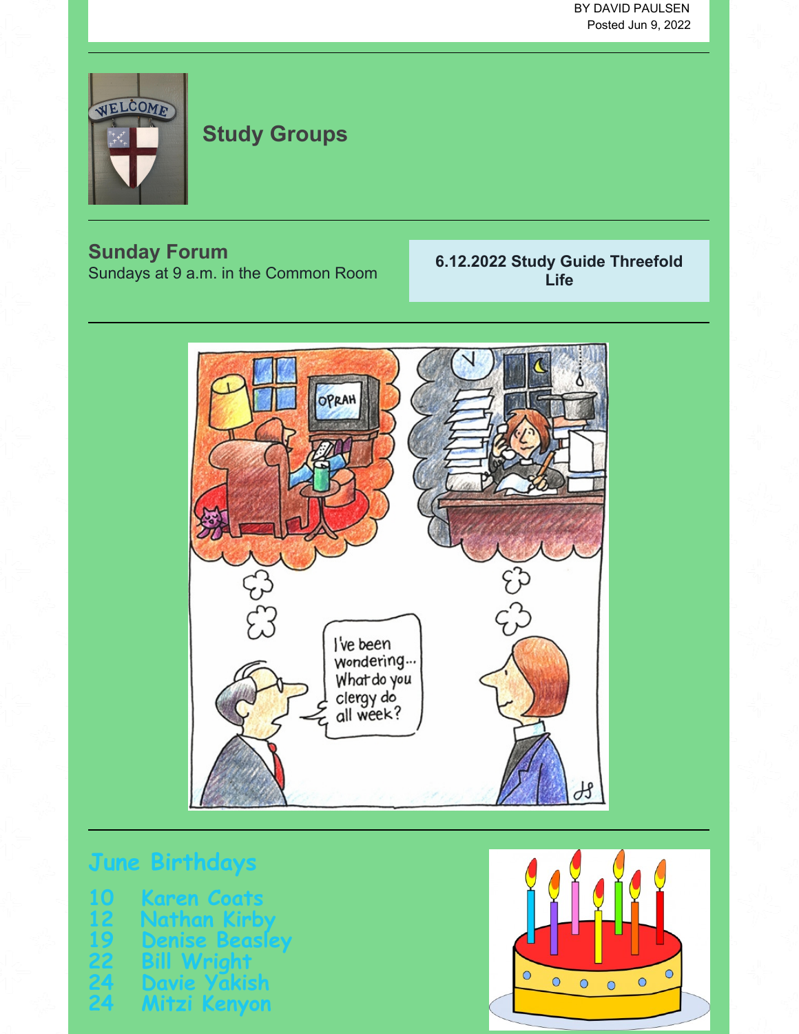BY DAVID PAULSEN
Posted Jun 9, 2022

## Study Groups

### Sunday Forum

Sundays at 9 a.m. in the Common Room

**6.12.2022 Study Guide Threefold Life**

## June Birthdays

10 Karen Coats
12 Nathan Kirby
19 Denise Beasley
22 Bill Wright
24 Davie Yakish
24 Mitzi Kenyon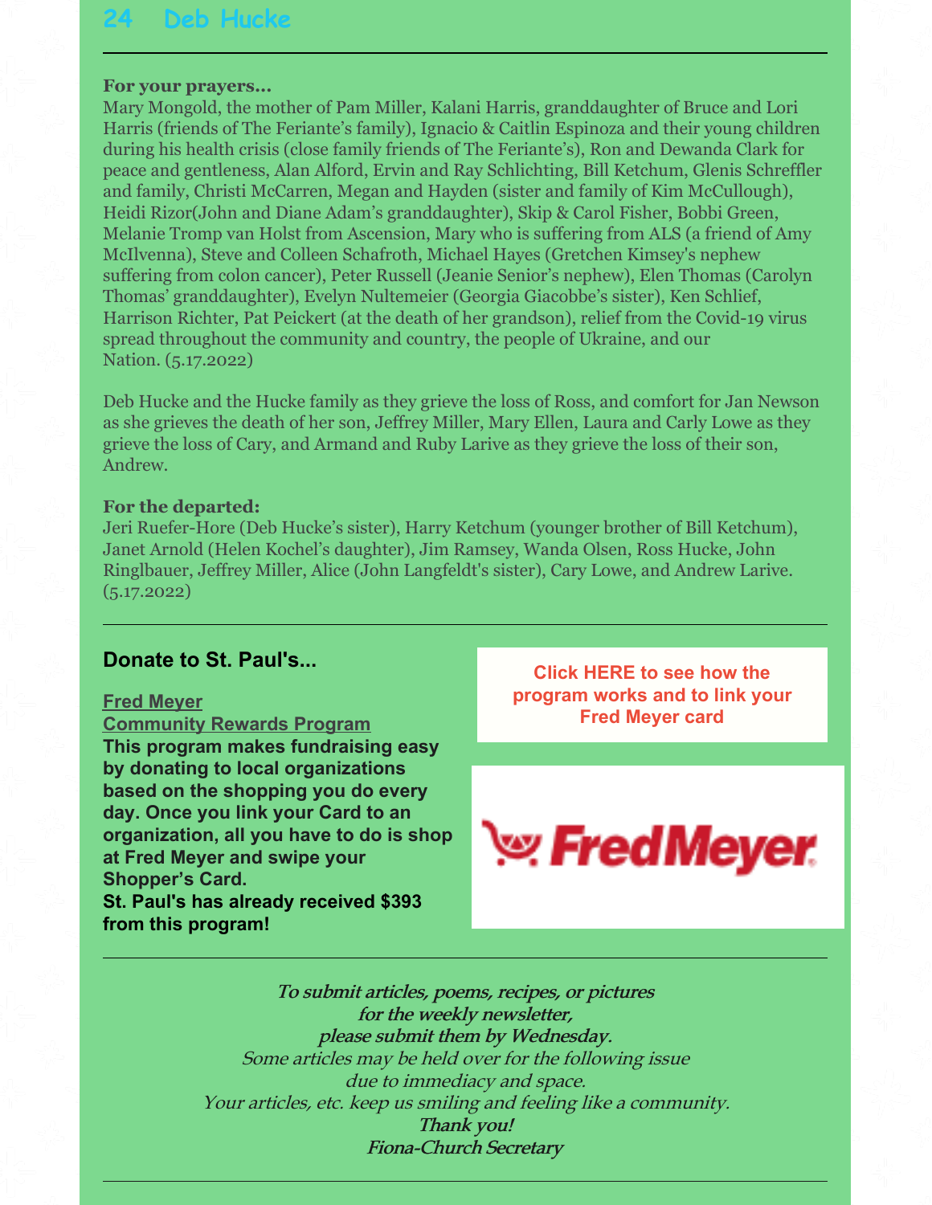24 Deb Hucke

**For your prayers...**

Mary Mongold, the mother of Pam Miller, Kalani Harris, granddaughter of Bruce and Lori Harris (friends of The Feriante's family), Ignacio & Caitlin Espinoza and their young children during his health crisis (close family friends of The Feriante's), Ron and Dewanda Clark for peace and gentleness, Alan Alford, Ervin and Ray Schlichting, Bill Ketchum, Glenis Schreffler and family, Christi McCarren, Megan and Hayden (sister and family of Kim McCullough), Heidi Rizor(John and Diane Adam's granddaughter), Skip & Carol Fisher, Bobbi Green, Melanie Tromp van Holst from Ascension, Mary who is suffering from ALS (a friend of Amy McIlvenna), Steve and Colleen Schafroth, Michael Hayes (Gretchen Kimsey's nephew suffering from colon cancer), Peter Russell (Jeanie Senior's nephew), Elen Thomas (Carolyn Thomas' granddaughter), Evelyn Nultemeier (Georgia Giacobbe's sister), Ken Schlief, Harrison Richter, Pat Peickert (at the death of her grandson), relief from the Covid-19 virus spread throughout the community and country, the people of Ukraine, and our Nation. (5.17.2022)

Deb Hucke and the Hucke family as they grieve the loss of Ross, and comfort for Jan Newson as she grieves the death of her son, Jeffrey Miller, Mary Ellen, Laura and Carly Lowe as they grieve the loss of Cary, and Armand and Ruby Larive as they grieve the loss of their son, Andrew.

**For the departed:**

Jeri Ruefer-Hore (Deb Hucke's sister), Harry Ketchum (younger brother of Bill Ketchum), Janet Arnold (Helen Kochel's daughter), Jim Ramsey, Wanda Olsen, Ross Hucke, John Ringlbauer, Jeffrey Miller, Alice (John Langfeldt's sister), Cary Lowe, and Andrew Larive. (5.17.2022)

---

## Donate to St. Paul's...

**Fred Meyer Community Rewards Program**

**This program makes fundraising easy by donating to local organizations based on the shopping you do every day. Once you link your Card to an organization, all you have to do is shop at Fred Meyer and swipe your Shopper's Card.**

**St. Paul's has already received $393 from this program!**

**Click HERE to see how the program works and to link your Fred Meyer card**

Fred Meyer

---

***To submit articles, poems, recipes, or pictures for the weekly newsletter, please submit them by Wednesday.***

*Some articles may be held over for the following issue due to immediacy and space.*

*Your articles, etc. keep us smiling and feeling like a community.*

***Thank you!***

***Fiona-Church Secretary***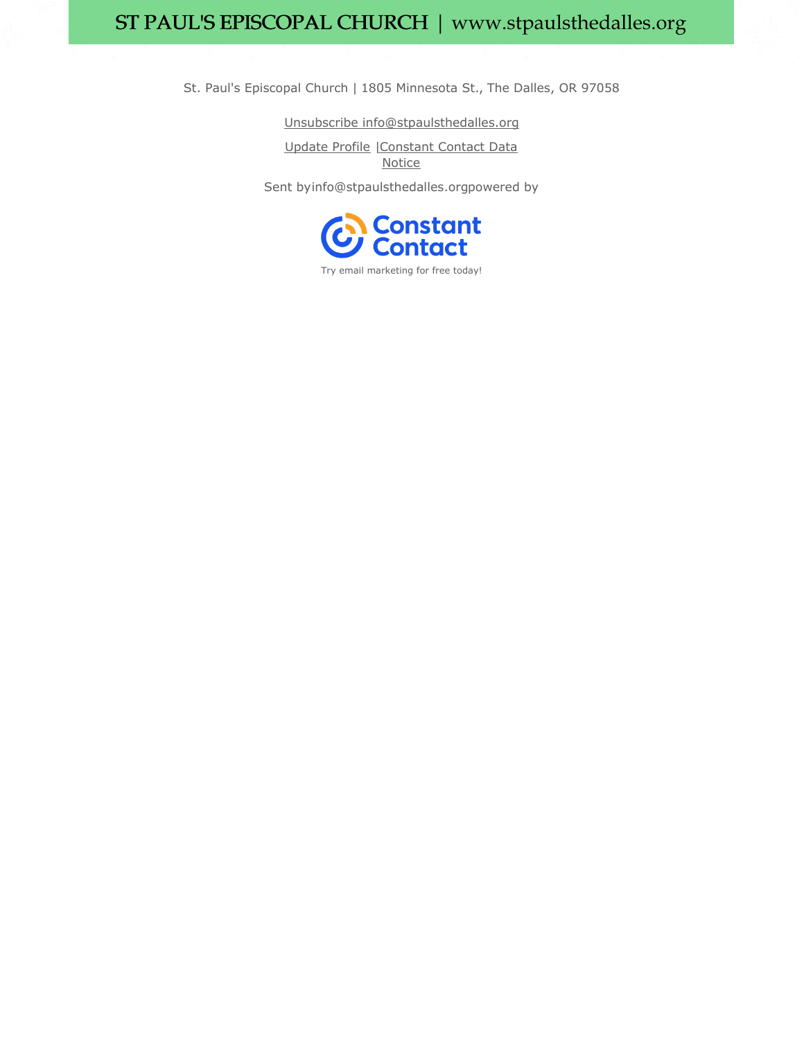**ST PAUL'S EPISCOPAL CHURCH | www.stpaulsthedalles.org**

St. Paul's Episcopal Church | 1805 Minnesota St., The Dalles, OR 97058

Unsubscribe info@stpaulsthedalles.org

Update Profile |Constant Contact Data Notice

Sent byinfo@stpaulsthedalles.orgpowered by

Constant Contact

Try email marketing for free today!